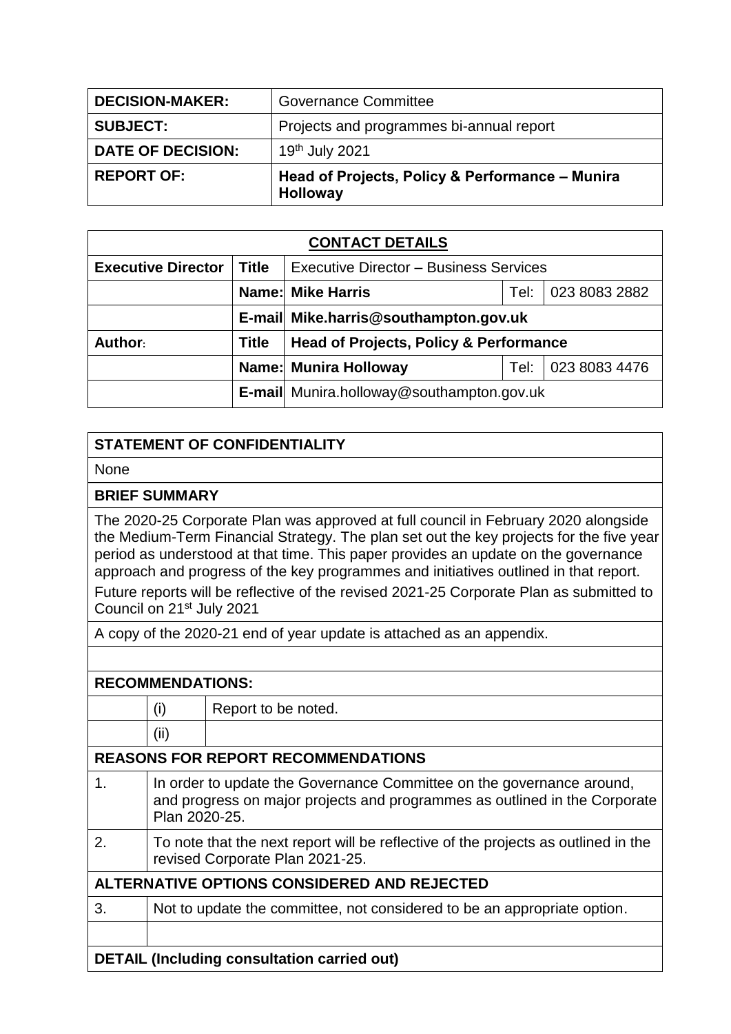| DECISION-MAKER: | Governance Committee |
|---|---|
| SUBJECT: | Projects and programmes bi-annual report |
| DATE OF DECISION: | 19th July 2021 |
| REPORT OF: | **Head of Projects, Policy & Performance – Munira Holloway** |

| CONTACT DETAILS | | | | |
|---|---|---|---|---|
| **Executive Director** | **Title** | Executive Director – Business Services | | |
| | **Name:** | **Mike Harris** | Tel: | 023 8083 2882 |
| | **E-mail** | **Mike.harris@southampton.gov.uk** | | |
| **Author:** | **Title** | **Head of Projects, Policy & Performance** | | |
| | **Name:** | **Munira Holloway** | Tel: | 023 8083 4476 |
| | **E-mail** | Munira.holloway@southampton.gov.uk | | |

**STATEMENT OF CONFIDENTIALITY**

None

**BRIEF SUMMARY**

The 2020-25 Corporate Plan was approved at full council in February 2020 alongside the Medium-Term Financial Strategy. The plan set out the key projects for the five year period as understood at that time. This paper provides an update on the governance approach and progress of the key programmes and initiatives outlined in that report.

Future reports will be reflective of the revised 2021-25 Corporate Plan as submitted to Council on 21st July 2021

A copy of the 2020-21 end of year update is attached as an appendix.

**RECOMMENDATIONS:**

| | | |
|---|---|---|
| | (i) | Report to be noted. |
| | (ii) | |

**REASONS FOR REPORT RECOMMENDATIONS**

| | |
|---|---|
| 1. | In order to update the Governance Committee on the governance around, and progress on major projects and programmes as outlined in the Corporate Plan 2020-25. |
| 2. | To note that the next report will be reflective of the projects as outlined in the revised Corporate Plan 2021-25. |

**ALTERNATIVE OPTIONS CONSIDERED AND REJECTED**

| | |
|---|---|
| 3. | Not to update the committee, not considered to be an appropriate option. |
| | |

**DETAIL (Including consultation carried out)**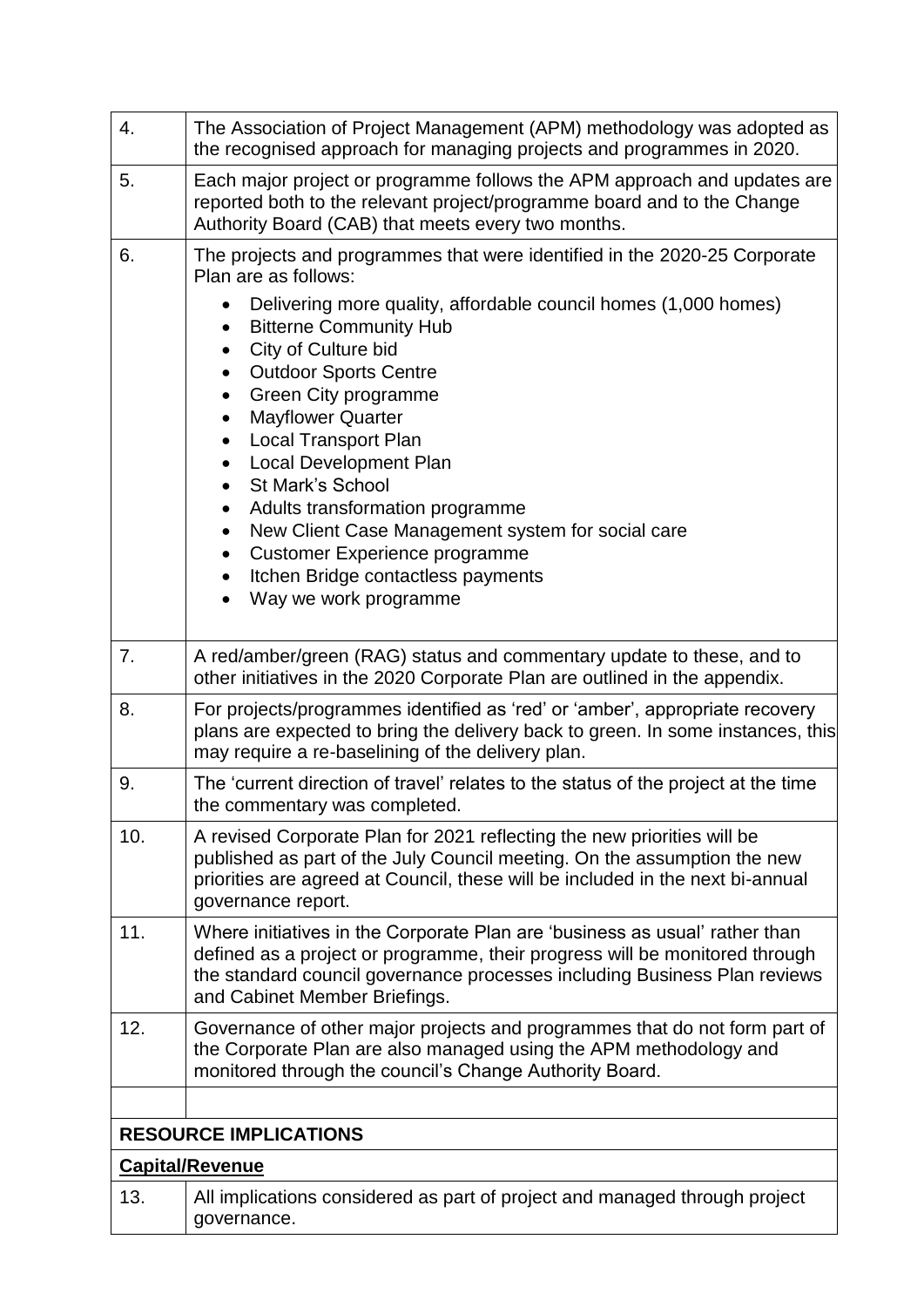| | |
|---|---|
| 4. | The Association of Project Management (APM) methodology was adopted as the recognised approach for managing projects and programmes in 2020. |
| 5. | Each major project or programme follows the APM approach and updates are reported both to the relevant project/programme board and to the Change Authority Board (CAB) that meets every two months. |
| 6. | The projects and programmes that were identified in the 2020-25 Corporate Plan are as follows:<br><br>• Delivering more quality, affordable council homes (1,000 homes)<br>• Bitterne Community Hub<br>• City of Culture bid<br>• Outdoor Sports Centre<br>• Green City programme<br>• Mayflower Quarter<br>• Local Transport Plan<br>• Local Development Plan<br>• St Mark's School<br>• Adults transformation programme<br>• New Client Case Management system for social care<br>• Customer Experience programme<br>• Itchen Bridge contactless payments<br>• Way we work programme |
| 7. | A red/amber/green (RAG) status and commentary update to these, and to other initiatives in the 2020 Corporate Plan are outlined in the appendix. |
| 8. | For projects/programmes identified as 'red' or 'amber', appropriate recovery plans are expected to bring the delivery back to green. In some instances, this may require a re-baselining of the delivery plan. |
| 9. | The 'current direction of travel' relates to the status of the project at the time the commentary was completed. |
| 10. | A revised Corporate Plan for 2021 reflecting the new priorities will be published as part of the July Council meeting. On the assumption the new priorities are agreed at Council, these will be included in the next bi-annual governance report. |
| 11. | Where initiatives in the Corporate Plan are 'business as usual' rather than defined as a project or programme, their progress will be monitored through the standard council governance processes including Business Plan reviews and Cabinet Member Briefings. |
| 12. | Governance of other major projects and programmes that do not form part of the Corporate Plan are also managed using the APM methodology and monitored through the council's Change Authority Board. |
| | |
| **RESOURCE IMPLICATIONS** | |
| **Capital/Revenue** | |
| 13. | All implications considered as part of project and managed through project governance. |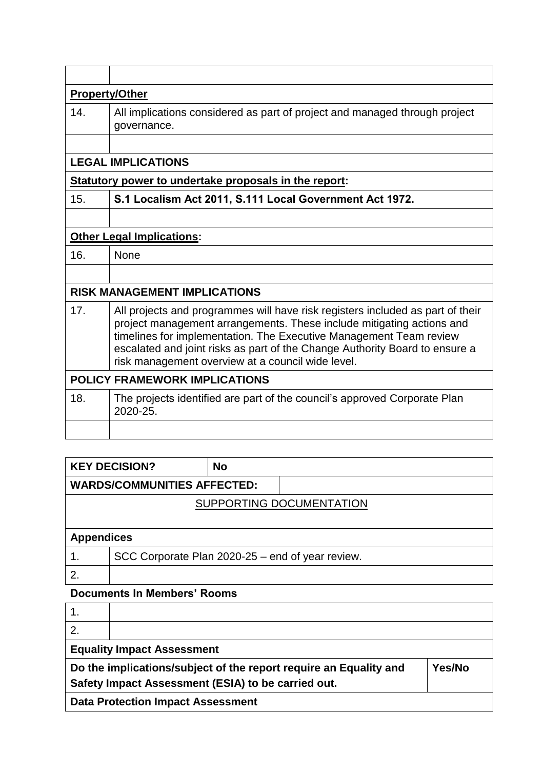| | |
|---|---|
| | |
| **Property/Other** | |
| 14. | All implications considered as part of project and managed through project governance. |
| | |
| **LEGAL IMPLICATIONS** | |
| **Statutory power to undertake proposals in the report:** | |
| 15. | **S.1 Localism Act 2011, S.111 Local Government Act 1972.** |
| | |
| **Other Legal Implications:** | |
| 16. | None |
| | |
| **RISK MANAGEMENT IMPLICATIONS** | |
| 17. | All projects and programmes will have risk registers included as part of their project management arrangements. These include mitigating actions and timelines for implementation. The Executive Management Team review escalated and joint risks as part of the Change Authority Board to ensure a risk management overview at a council wide level. |
| **POLICY FRAMEWORK IMPLICATIONS** | |
| 18. | The projects identified are part of the council's approved Corporate Plan 2020-25. |
| | |

| | | |
|---|---|---|
| **KEY DECISION?** | **No** | |
| **WARDS/COMMUNITIES AFFECTED:** | | |

SUPPORTING DOCUMENTATION

| | |
|---|---|
| **Appendices** | |
| 1. | SCC Corporate Plan 2020-25 – end of year review. |
| 2. | |

**Documents In Members' Rooms**

| | | |
|---|---|---|
| 1. | | |
| 2. | | |
| **Equality Impact Assessment** | | |
| **Do the implications/subject of the report require an Equality and Safety Impact Assessment (ESIA) to be carried out.** | | **Yes/No** |
| **Data Protection Impact Assessment** | | |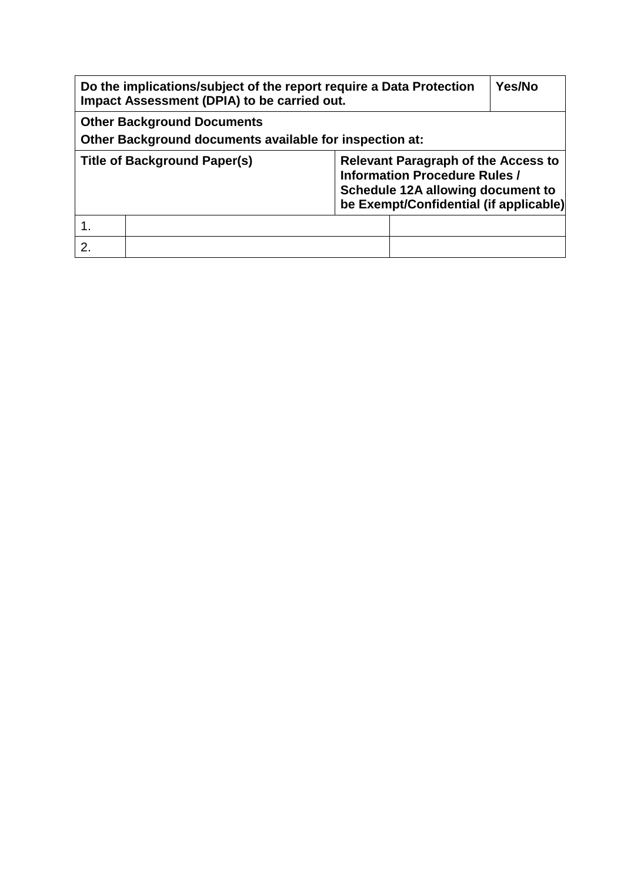| Do the implications/subject of the report require a Data Protection Impact Assessment (DPIA) to be carried out. | | Yes/No |
| --- | --- | --- |
| **Other Background Documents**<br>**Other Background documents available for inspection at:** | | |
| **Title of Background Paper(s)** | | **Relevant Paragraph of the Access to Information Procedure Rules / Schedule 12A allowing document to be Exempt/Confidential (if applicable)** |
| 1. | | |
| 2. | | |